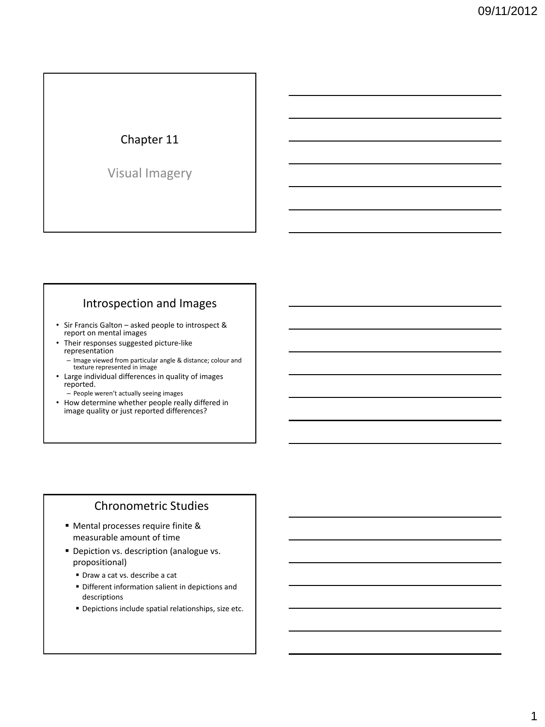# Chapter 11

## Visual Imagery

## Introspection and Images

- Sir Francis Galton – asked people to introspect & report on mental images
- Their responses suggested picture-like representation
  - Image viewed from particular angle & distance; colour and texture represented in image
- Large individual differences in quality of images reported.
  - People weren't actually seeing images
- How determine whether people really differed in image quality or just reported differences?

## Chronometric Studies

- Mental processes require finite & measurable amount of time
- Depiction vs. description (analogue vs. propositional)
  - Draw a cat vs. describe a cat
  - Different information salient in depictions and descriptions
  - Depictions include spatial relationships, size etc.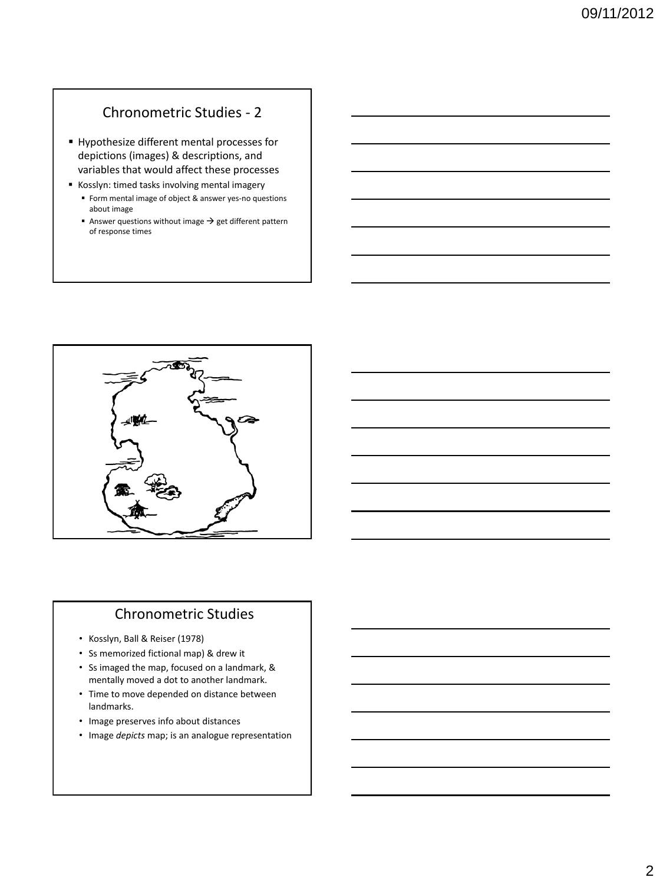## Chronometric Studies - 2

- Hypothesize different mental processes for depictions (images) & descriptions, and variables that would affect these processes
- Kosslyn: timed tasks involving mental imagery
  - Form mental image of object & answer yes-no questions about image
  - Answer questions without image → get different pattern of response times

## Chronometric Studies

- Kosslyn, Ball & Reiser (1978)
- Ss memorized fictional map) & drew it
- Ss imaged the map, focused on a landmark, & mentally moved a dot to another landmark.
- Time to move depended on distance between landmarks.
- Image preserves info about distances
- Image *depicts* map; is an analogue representation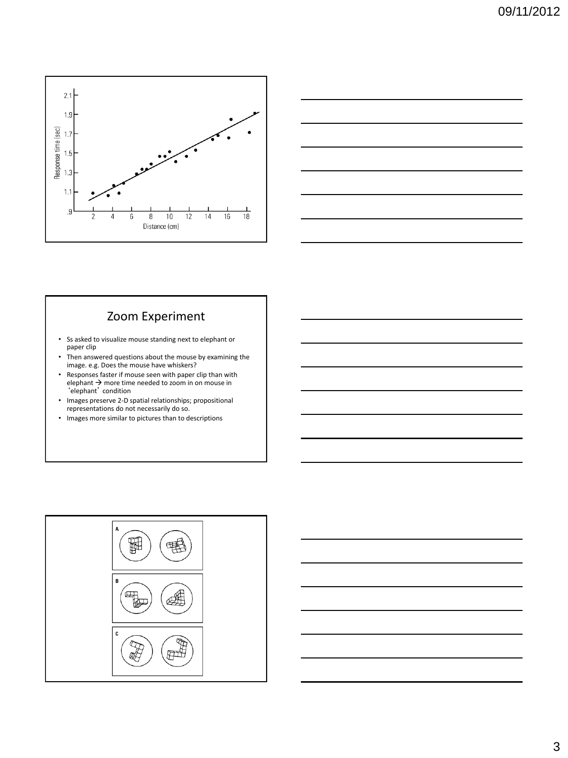## Zoom Experiment

- Ss asked to visualize mouse standing next to elephant or paper clip
- Then answered questions about the mouse by examining the image. e.g. Does the mouse have whiskers?
- Responses faster if mouse seen with paper clip than with elephant → more time needed to zoom in on mouse in 'elephant' condition
- Images preserve 2-D spatial relationships; propositional representations do not necessarily do so.
- Images more similar to pictures than to descriptions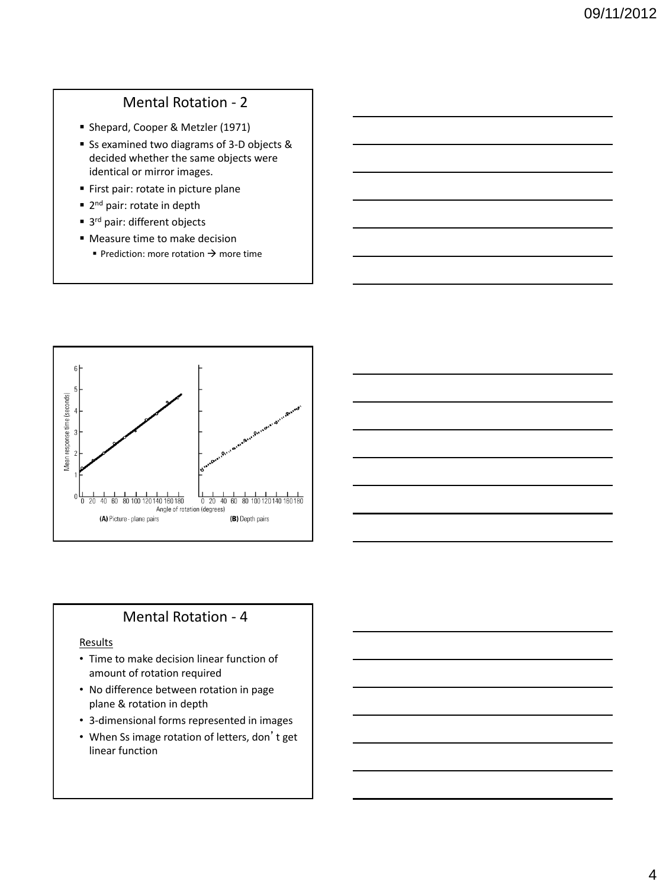## Mental Rotation - 2

- Shepard, Cooper & Metzler (1971)
- Ss examined two diagrams of 3-D objects & decided whether the same objects were identical or mirror images.
- First pair: rotate in picture plane
- 2nd pair: rotate in depth
- 3rd pair: different objects
- Measure time to make decision
  - Prediction: more rotation → more time

Mean response time (seconds)

Angle of rotation (degrees)

**(A)** Picture - plane pairs

**(B)** Depth pairs

## Mental Rotation - 4

Results

- Time to make decision linear function of amount of rotation required
- No difference between rotation in page plane & rotation in depth
- 3-dimensional forms represented in images
- When Ss image rotation of letters, don't get linear function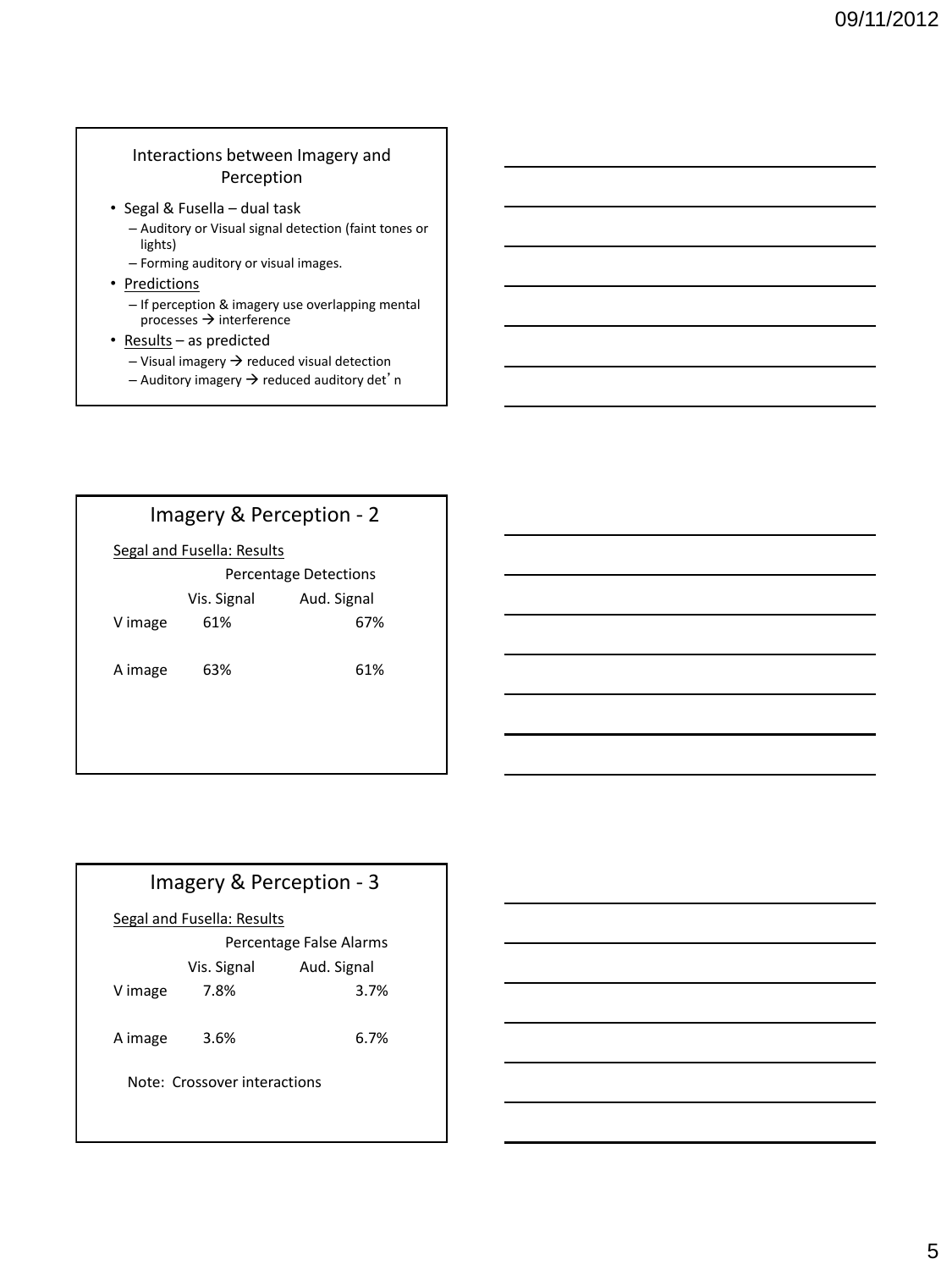## Interactions between Imagery and Perception

- Segal & Fusella – dual task
  - Auditory or Visual signal detection (faint tones or lights)
  - Forming auditory or visual images.
- Predictions
  - If perception & imagery use overlapping mental processes → interference
- Results – as predicted
  - Visual imagery → reduced visual detection
  - Auditory imagery → reduced auditory det'n

## Imagery & Perception - 2

Segal and Fusella: Results

| | Percentage Detections | |
|---|---|---|
| | Vis. Signal | Aud. Signal |
| V image | 61% | 67% |
| A image | 63% | 61% |

## Imagery & Perception - 3

Segal and Fusella: Results

| | Percentage False Alarms | |
|---|---|---|
| | Vis. Signal | Aud. Signal |
| V image | 7.8% | 3.7% |
| A image | 3.6% | 6.7% |

Note: Crossover interactions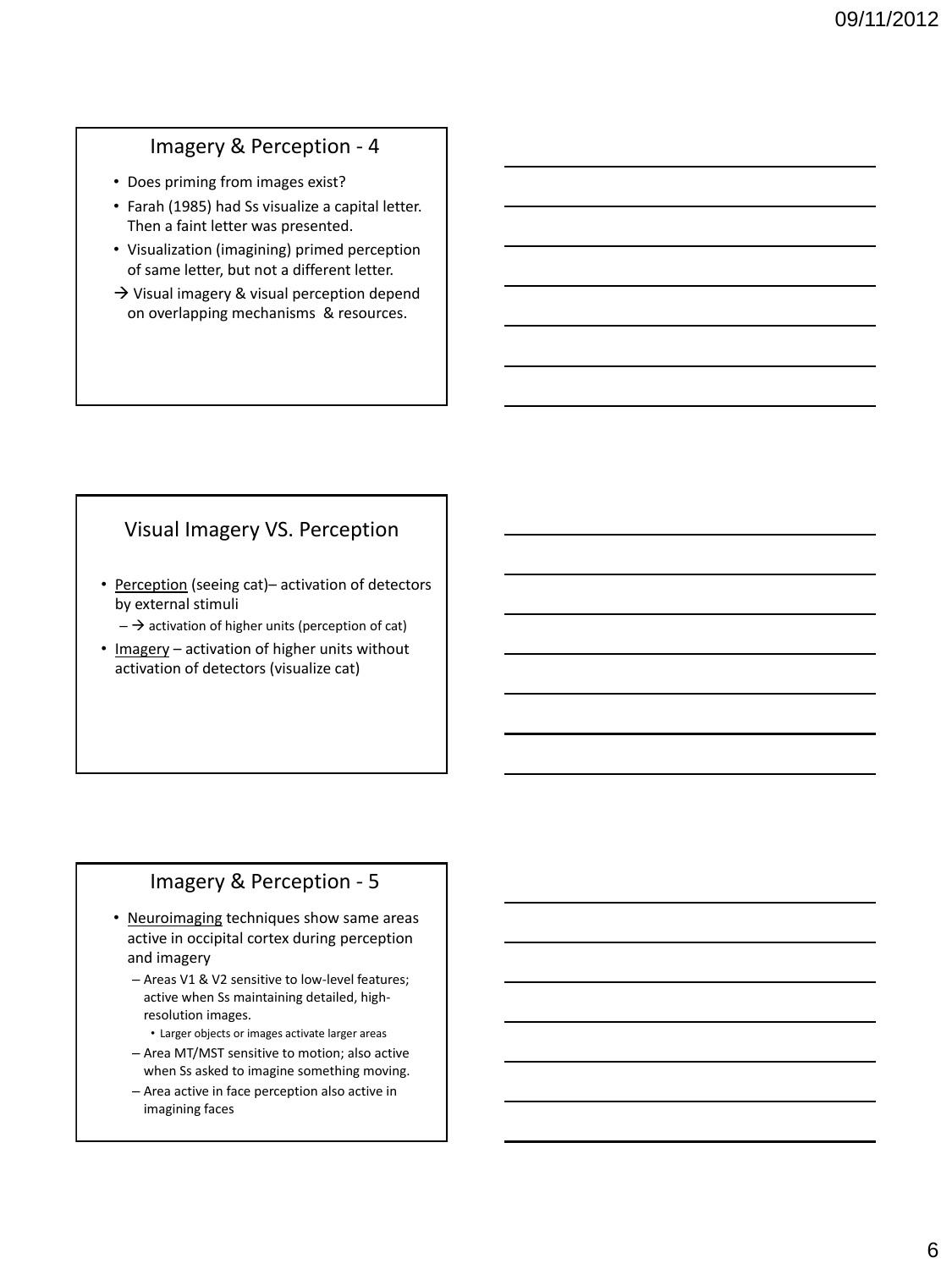## Imagery & Perception - 4

- Does priming from images exist?
- Farah (1985) had Ss visualize a capital letter. Then a faint letter was presented.
- Visualization (imagining) primed perception of same letter, but not a different letter.
- → Visual imagery & visual perception depend on overlapping mechanisms & resources.

## Visual Imagery VS. Perception

- Perception (seeing cat)– activation of detectors by external stimuli
  - → activation of higher units (perception of cat)
- Imagery – activation of higher units without activation of detectors (visualize cat)

## Imagery & Perception - 5

- Neuroimaging techniques show same areas active in occipital cortex during perception and imagery
  - Areas V1 & V2 sensitive to low-level features; active when Ss maintaining detailed, high-resolution images.
    - Larger objects or images activate larger areas
  - Area MT/MST sensitive to motion; also active when Ss asked to imagine something moving.
  - Area active in face perception also active in imagining faces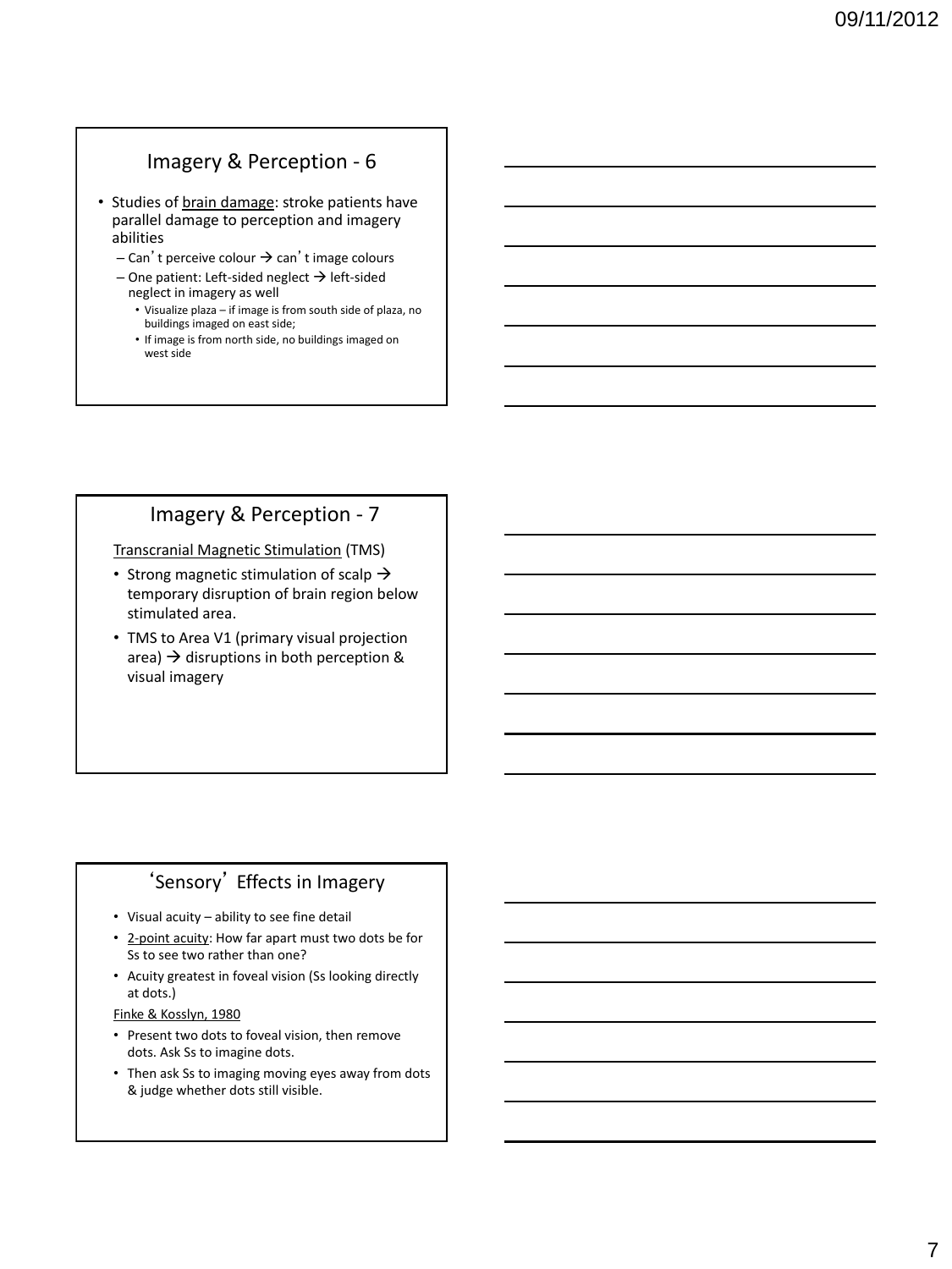## Imagery & Perception - 6

- Studies of brain damage: stroke patients have parallel damage to perception and imagery abilities
  - Can't perceive colour → can't image colours
  - One patient: Left-sided neglect → left-sided neglect in imagery as well
    - Visualize plaza – if image is from south side of plaza, no buildings imaged on east side;
    - If image is from north side, no buildings imaged on west side

## Imagery & Perception - 7

Transcranial Magnetic Stimulation (TMS)

- Strong magnetic stimulation of scalp → temporary disruption of brain region below stimulated area.
- TMS to Area V1 (primary visual projection area) → disruptions in both perception & visual imagery

## 'Sensory' Effects in Imagery

- Visual acuity – ability to see fine detail
- 2-point acuity: How far apart must two dots be for Ss to see two rather than one?
- Acuity greatest in foveal vision (Ss looking directly at dots.)

Finke & Kosslyn, 1980

- Present two dots to foveal vision, then remove dots. Ask Ss to imagine dots.
- Then ask Ss to imaging moving eyes away from dots & judge whether dots still visible.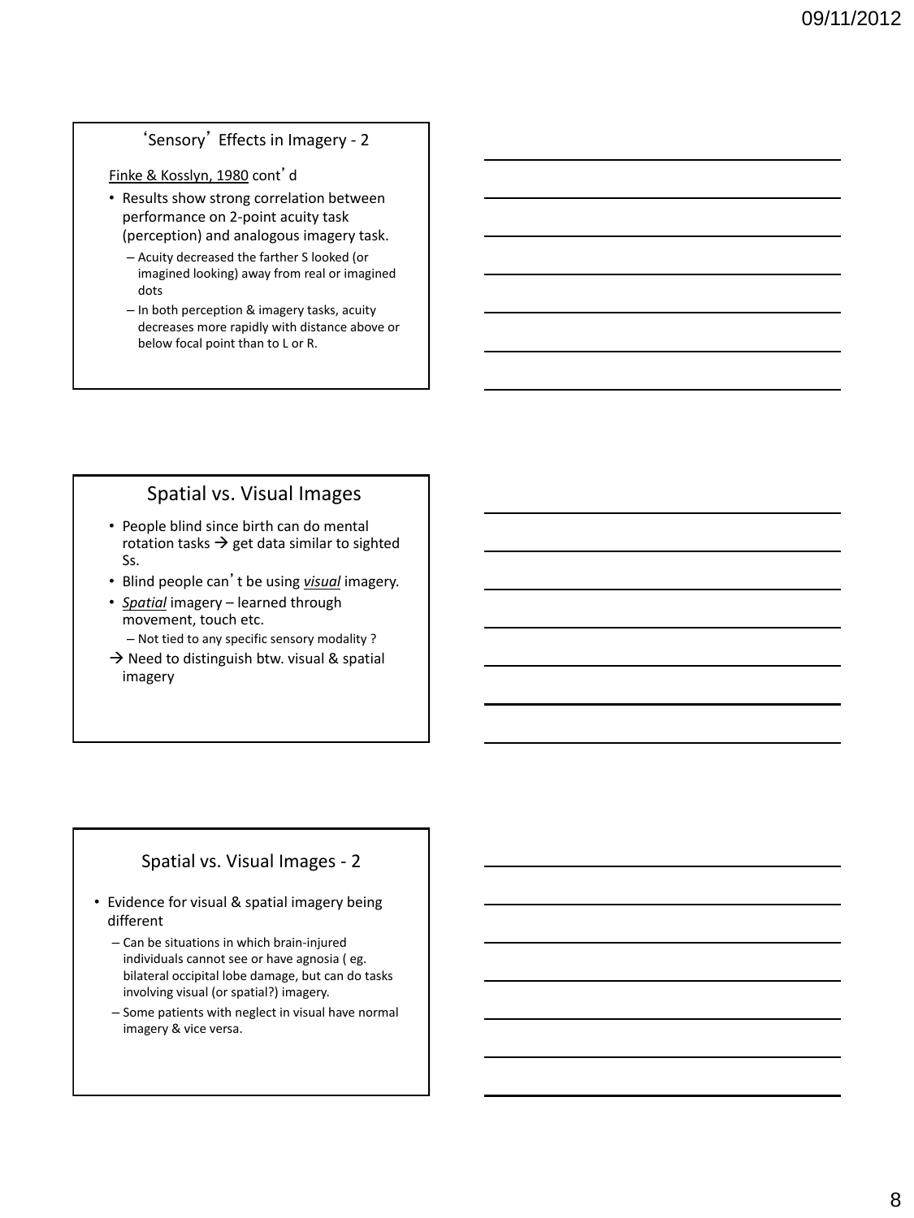## 'Sensory' Effects in Imagery - 2

Finke & Kosslyn, 1980 cont'd

- Results show strong correlation between performance on 2-point acuity task (perception) and analogous imagery task.
  - Acuity decreased the farther S looked (or imagined looking) away from real or imagined dots
  - In both perception & imagery tasks, acuity decreases more rapidly with distance above or below focal point than to L or R.

## Spatial vs. Visual Images

- People blind since birth can do mental rotation tasks → get data similar to sighted Ss.
- Blind people can't be using *visual* imagery.
- *Spatial* imagery – learned through movement, touch etc.
  - Not tied to any specific sensory modality ?
- → Need to distinguish btw. visual & spatial imagery

## Spatial vs. Visual Images - 2

- Evidence for visual & spatial imagery being different
  - Can be situations in which brain-injured individuals cannot see or have agnosia ( eg. bilateral occipital lobe damage, but can do tasks involving visual (or spatial?) imagery.
  - Some patients with neglect in visual have normal imagery & vice versa.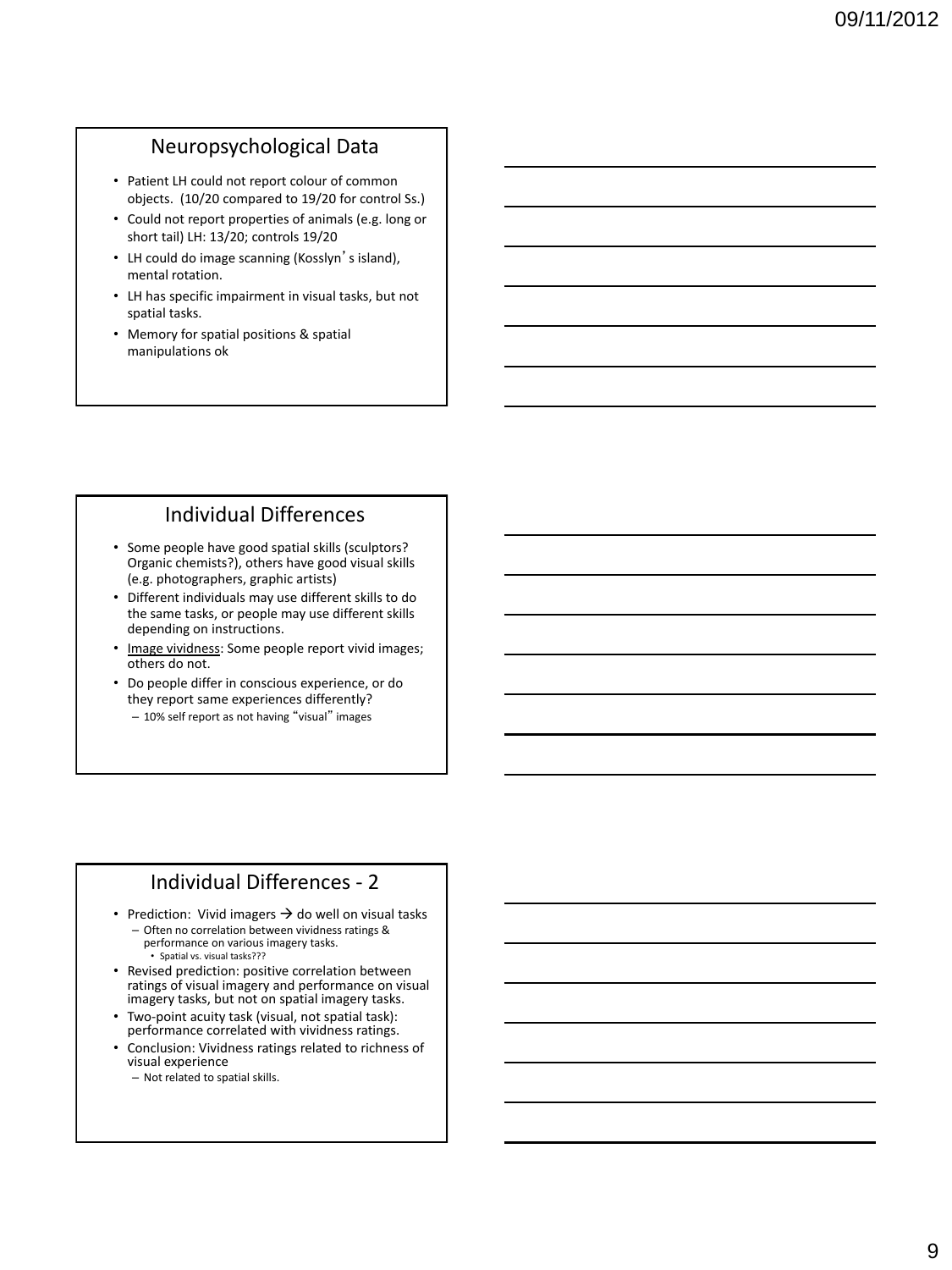## Neuropsychological Data

- Patient LH could not report colour of common objects. (10/20 compared to 19/20 for control Ss.)
- Could not report properties of animals (e.g. long or short tail) LH: 13/20; controls 19/20
- LH could do image scanning (Kosslyn's island), mental rotation.
- LH has specific impairment in visual tasks, but not spatial tasks.
- Memory for spatial positions & spatial manipulations ok

## Individual Differences

- Some people have good spatial skills (sculptors? Organic chemists?), others have good visual skills (e.g. photographers, graphic artists)
- Different individuals may use different skills to do the same tasks, or people may use different skills depending on instructions.
- Image vividness: Some people report vivid images; others do not.
- Do people differ in conscious experience, or do they report same experiences differently?
  - 10% self report as not having "visual" images

## Individual Differences - 2

- Prediction: Vivid imagers → do well on visual tasks
  - Often no correlation between vividness ratings & performance on various imagery tasks.
    - Spatial vs. visual tasks???
- Revised prediction: positive correlation between ratings of visual imagery and performance on visual imagery tasks, but not on spatial imagery tasks.
- Two-point acuity task (visual, not spatial task): performance correlated with vividness ratings.
- Conclusion: Vividness ratings related to richness of visual experience
  - Not related to spatial skills.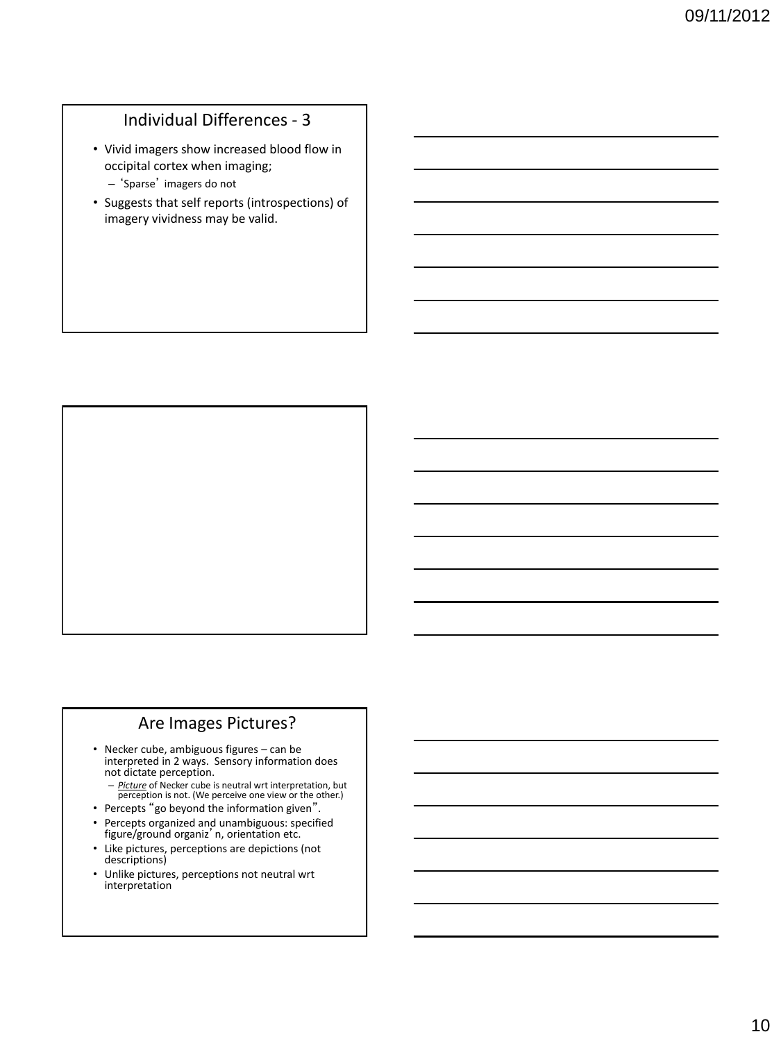## Individual Differences - 3

- Vivid imagers show increased blood flow in occipital cortex when imaging;
  - 'Sparse' imagers do not
- Suggests that self reports (introspections) of imagery vividness may be valid.

## Are Images Pictures?

- Necker cube, ambiguous figures – can be interpreted in 2 ways. Sensory information does not dictate perception.
  - *Picture* of Necker cube is neutral wrt interpretation, but perception is not. (We perceive one view or the other.)
- Percepts "go beyond the information given".
- Percepts organized and unambiguous: specified figure/ground organiz'n, orientation etc.
- Like pictures, perceptions are depictions (not descriptions)
- Unlike pictures, perceptions not neutral wrt interpretation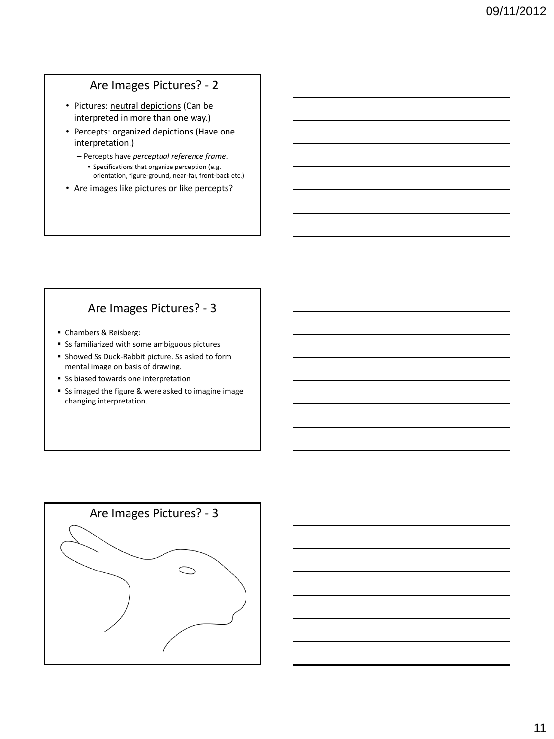## Are Images Pictures? - 2

- Pictures: neutral depictions (Can be interpreted in more than one way.)
- Percepts: organized depictions (Have one interpretation.)
  - Percepts have ***perceptual reference frame***.
    - Specifications that organize perception (e.g. orientation, figure-ground, near-far, front-back etc.)
- Are images like pictures or like percepts?

## Are Images Pictures? - 3

- Chambers & Reisberg:
- Ss familiarized with some ambiguous pictures
- Showed Ss Duck-Rabbit picture. Ss asked to form mental image on basis of drawing.
- Ss biased towards one interpretation
- Ss imaged the figure & were asked to imagine image changing interpretation.

## Are Images Pictures? - 3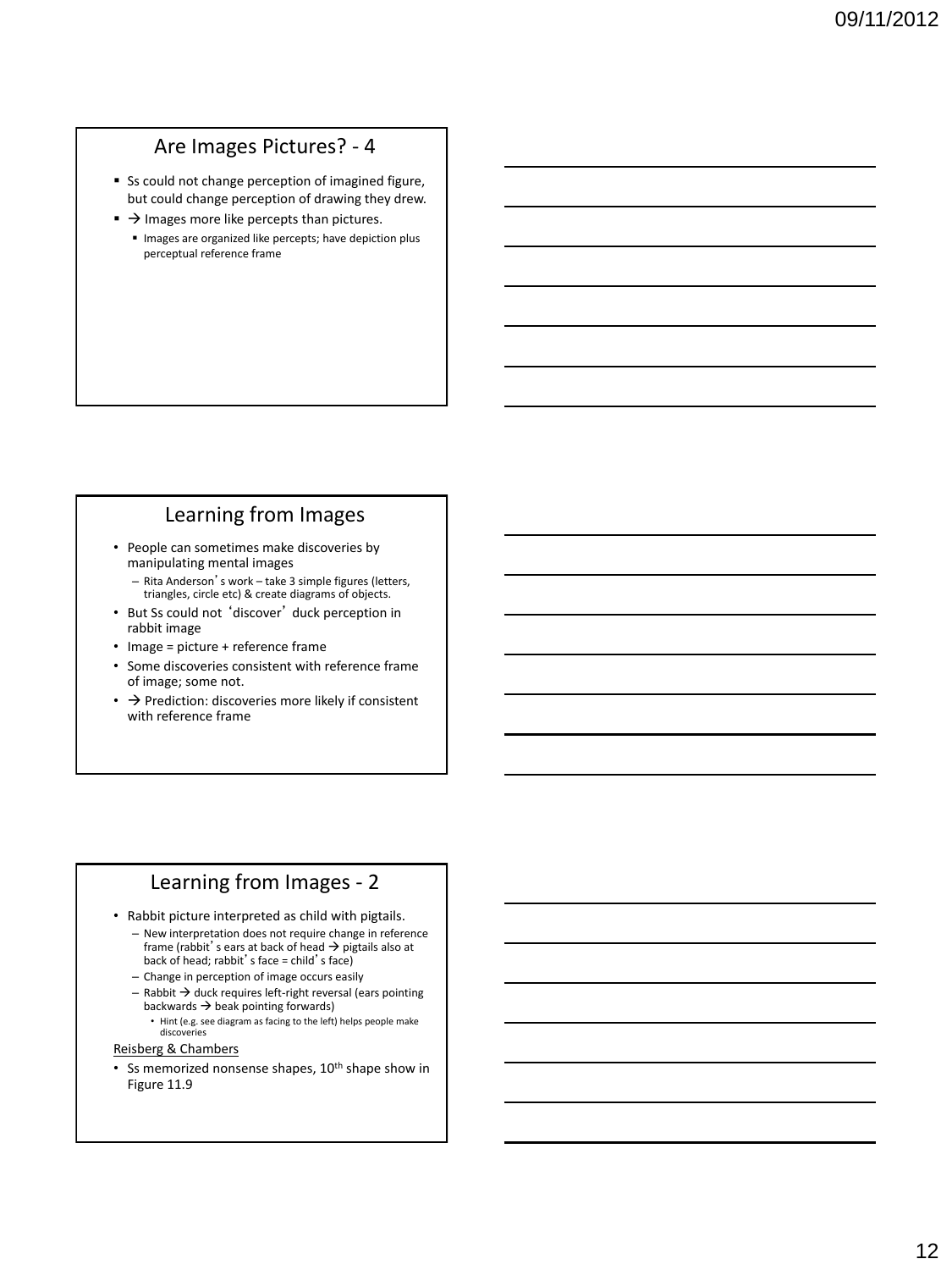## Are Images Pictures? - 4

- Ss could not change perception of imagined figure, but could change perception of drawing they drew.
- → Images more like percepts than pictures.
  - Images are organized like percepts; have depiction plus perceptual reference frame

## Learning from Images

- People can sometimes make discoveries by manipulating mental images
  - Rita Anderson's work – take 3 simple figures (letters, triangles, circle etc) & create diagrams of objects.
- But Ss could not 'discover' duck perception in rabbit image
- Image = picture + reference frame
- Some discoveries consistent with reference frame of image; some not.
- → Prediction: discoveries more likely if consistent with reference frame

## Learning from Images - 2

- Rabbit picture interpreted as child with pigtails.
  - New interpretation does not require change in reference frame (rabbit's ears at back of head → pigtails also at back of head; rabbit's face = child's face)
  - Change in perception of image occurs easily
  - Rabbit → duck requires left-right reversal (ears pointing backwards → beak pointing forwards)
    - Hint (e.g. see diagram as facing to the left) helps people make discoveries

Reisberg & Chambers

- Ss memorized nonsense shapes, 10th shape show in Figure 11.9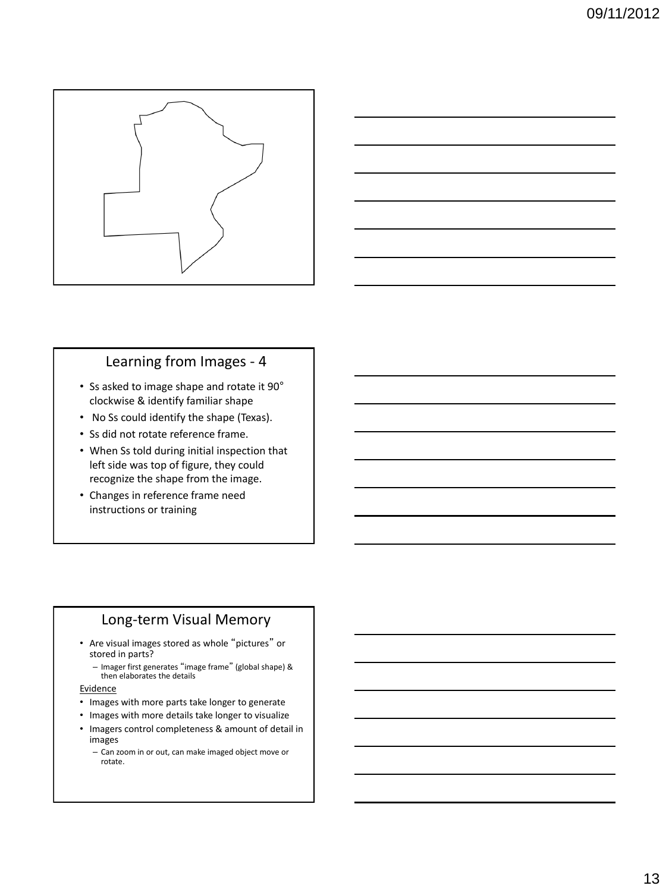## Learning from Images - 4

- Ss asked to image shape and rotate it 90° clockwise & identify familiar shape
- No Ss could identify the shape (Texas).
- Ss did not rotate reference frame.
- When Ss told during initial inspection that left side was top of figure, they could recognize the shape from the image.
- Changes in reference frame need instructions or training

## Long-term Visual Memory

- Are visual images stored as whole "pictures" or stored in parts?
  - Imager first generates "image frame" (global shape) & then elaborates the details

<u>Evidence</u>

- Images with more parts take longer to generate
- Images with more details take longer to visualize
- Imagers control completeness & amount of detail in images
  - Can zoom in or out, can make imaged object move or rotate.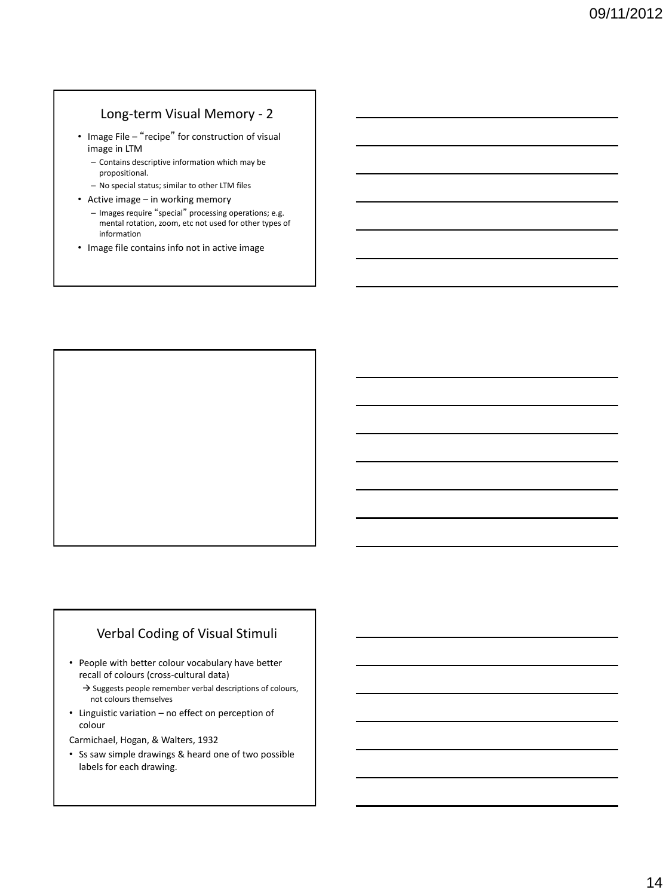## Long-term Visual Memory - 2

- Image File – "recipe" for construction of visual image in LTM
  - Contains descriptive information which may be propositional.
  - No special status; similar to other LTM files
- Active image – in working memory
  - Images require "special" processing operations; e.g. mental rotation, zoom, etc not used for other types of information
- Image file contains info not in active image

## Verbal Coding of Visual Stimuli

- People with better colour vocabulary have better recall of colours (cross-cultural data)
  - → Suggests people remember verbal descriptions of colours, not colours themselves
- Linguistic variation – no effect on perception of colour

Carmichael, Hogan, & Walters, 1932

- Ss saw simple drawings & heard one of two possible labels for each drawing.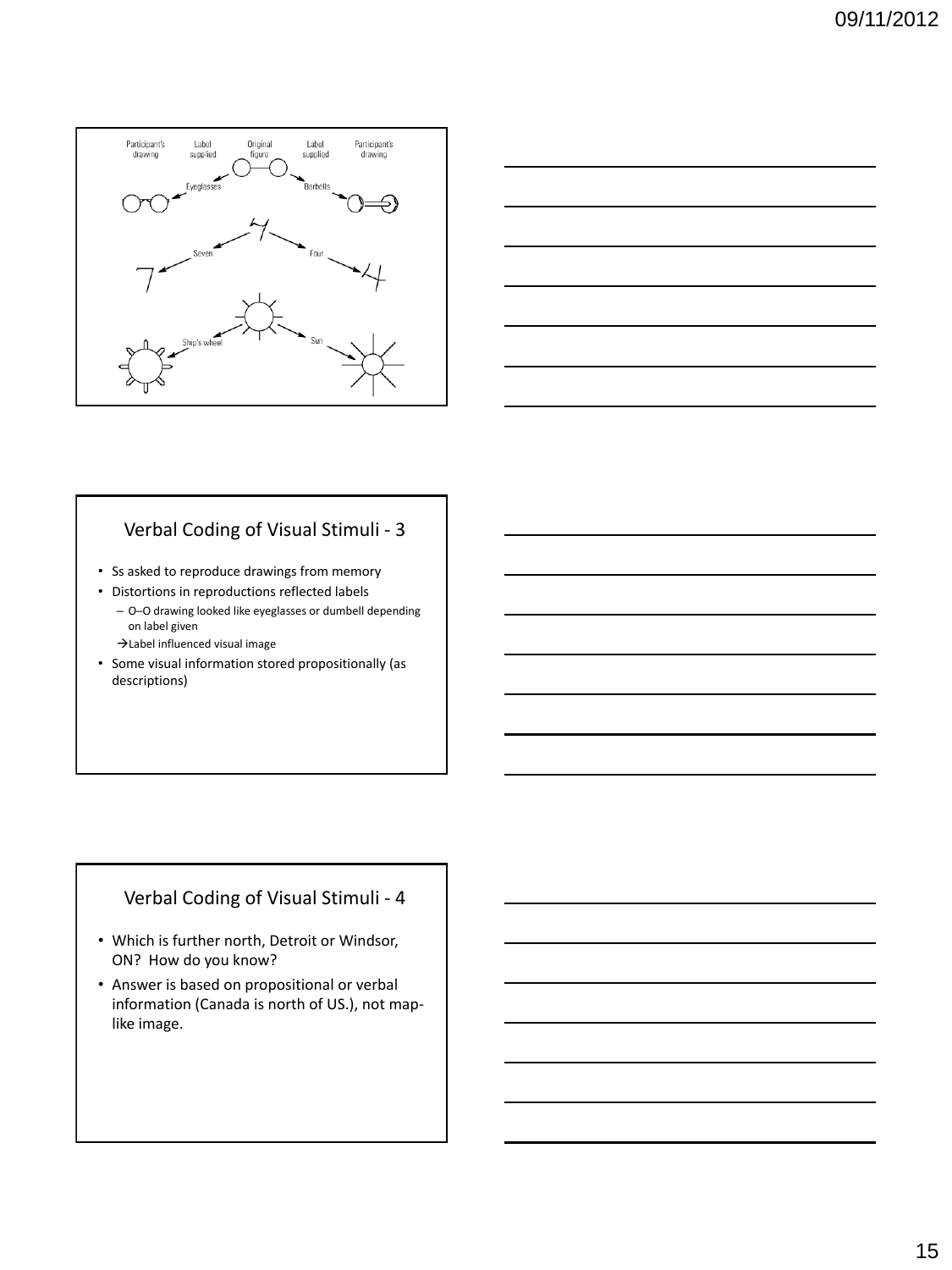Participant's drawing | Label supplied | Original figure | Label supplied | Participant's drawing

Eyeglasses | Barbells

Seven | Four

Ship's wheel | Sun

## Verbal Coding of Visual Stimuli - 3

- Ss asked to reproduce drawings from memory
- Distortions in reproductions reflected labels
  - O–O drawing looked like eyeglasses or dumbell depending on label given
  - →Label influenced visual image
- Some visual information stored propositionally (as descriptions)

## Verbal Coding of Visual Stimuli - 4

- Which is further north, Detroit or Windsor, ON? How do you know?
- Answer is based on propositional or verbal information (Canada is north of US.), not map-like image.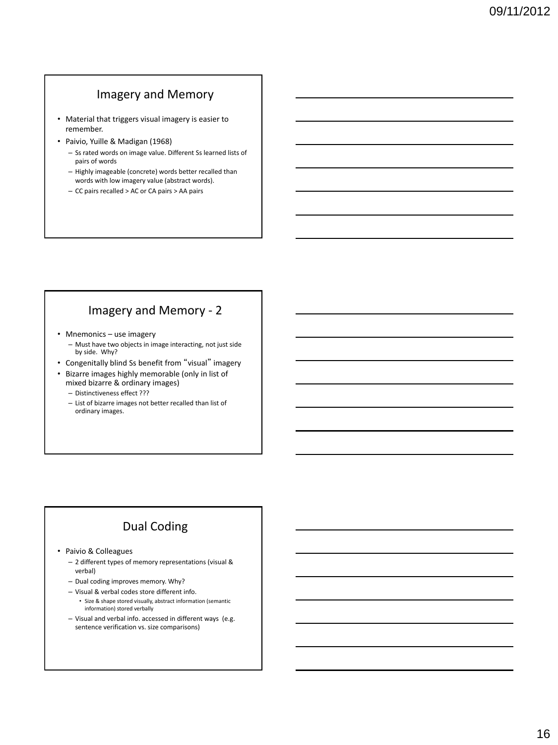## Imagery and Memory

- Material that triggers visual imagery is easier to remember.
- Paivio, Yuille & Madigan (1968)
  - Ss rated words on image value. Different Ss learned lists of pairs of words
  - Highly imageable (concrete) words better recalled than words with low imagery value (abstract words).
  - CC pairs recalled > AC or CA pairs > AA pairs

## Imagery and Memory - 2

- Mnemonics – use imagery
  - Must have two objects in image interacting, not just side by side. Why?
- Congenitally blind Ss benefit from "visual" imagery
- Bizarre images highly memorable (only in list of mixed bizarre & ordinary images)
  - Distinctiveness effect ???
  - List of bizarre images not better recalled than list of ordinary images.

## Dual Coding

- Paivio & Colleagues
  - 2 different types of memory representations (visual & verbal)
  - Dual coding improves memory. Why?
  - Visual & verbal codes store different info.
    - Size & shape stored visually, abstract information (semantic information) stored verbally
  - Visual and verbal info. accessed in different ways (e.g. sentence verification vs. size comparisons)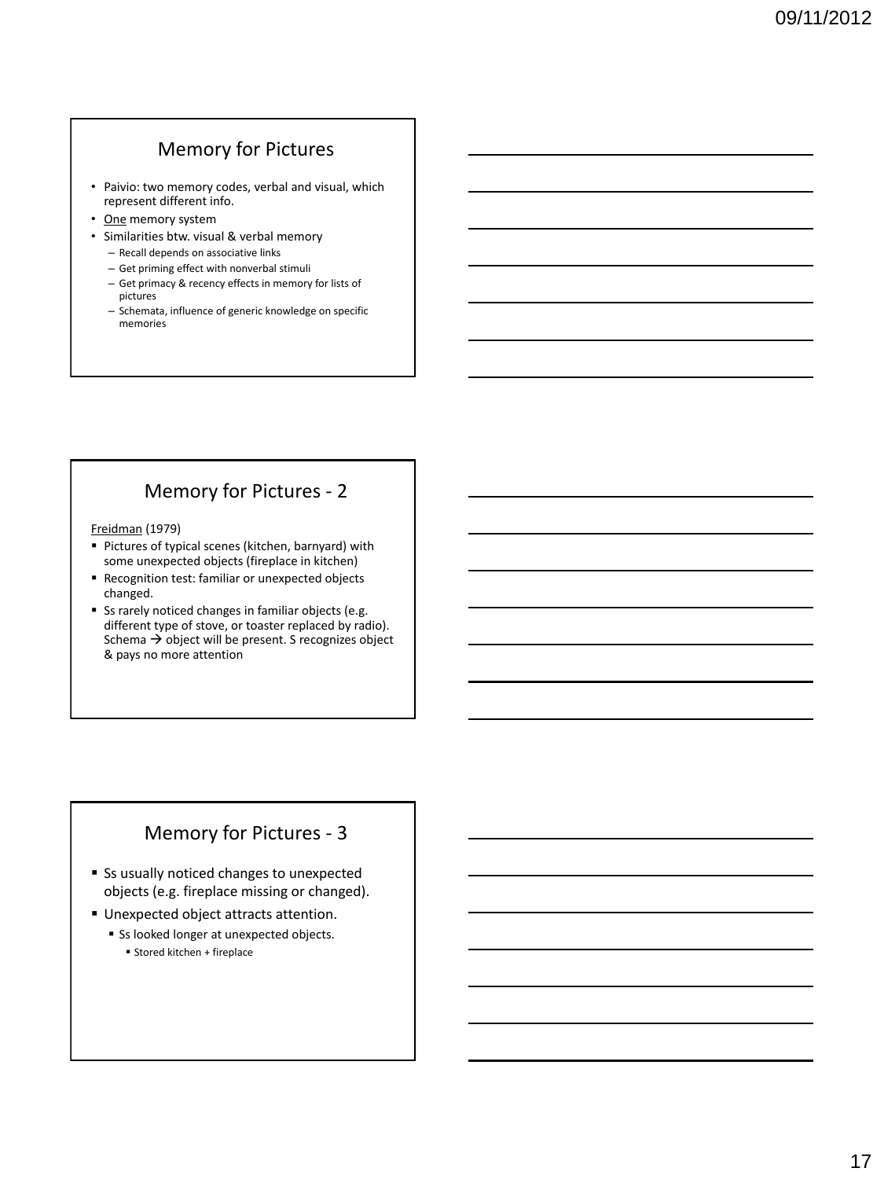## Memory for Pictures

- Paivio: two memory codes, verbal and visual, which represent different info.
- <u>One</u> memory system
- Similarities btw. visual & verbal memory
  - Recall depends on associative links
  - Get priming effect with nonverbal stimuli
  - Get primacy & recency effects in memory for lists of pictures
  - Schemata, influence of generic knowledge on specific memories

## Memory for Pictures - 2

<u>Freidman</u> (1979)

- Pictures of typical scenes (kitchen, barnyard) with some unexpected objects (fireplace in kitchen)
- Recognition test: familiar or unexpected objects changed.
- Ss rarely noticed changes in familiar objects (e.g. different type of stove, or toaster replaced by radio). Schema → object will be present. S recognizes object & pays no more attention

## Memory for Pictures - 3

- Ss usually noticed changes to unexpected objects (e.g. fireplace missing or changed).
- Unexpected object attracts attention.
  - Ss looked longer at unexpected objects.
    - Stored kitchen + fireplace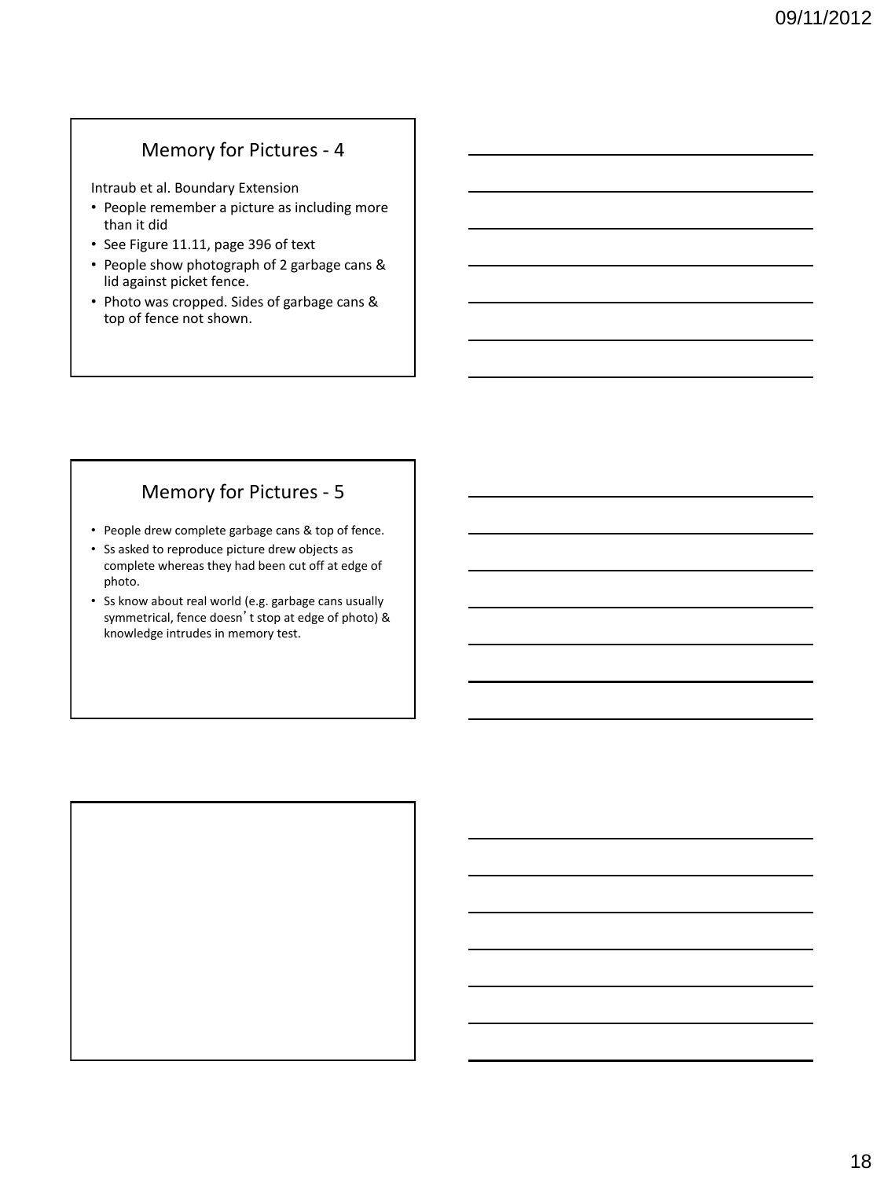## Memory for Pictures - 4

Intraub et al. Boundary Extension

- People remember a picture as including more than it did
- See Figure 11.11, page 396 of text
- People show photograph of 2 garbage cans & lid against picket fence.
- Photo was cropped. Sides of garbage cans & top of fence not shown.

## Memory for Pictures - 5

- People drew complete garbage cans & top of fence.
- Ss asked to reproduce picture drew objects as complete whereas they had been cut off at edge of photo.
- Ss know about real world (e.g. garbage cans usually symmetrical, fence doesn't stop at edge of photo) & knowledge intrudes in memory test.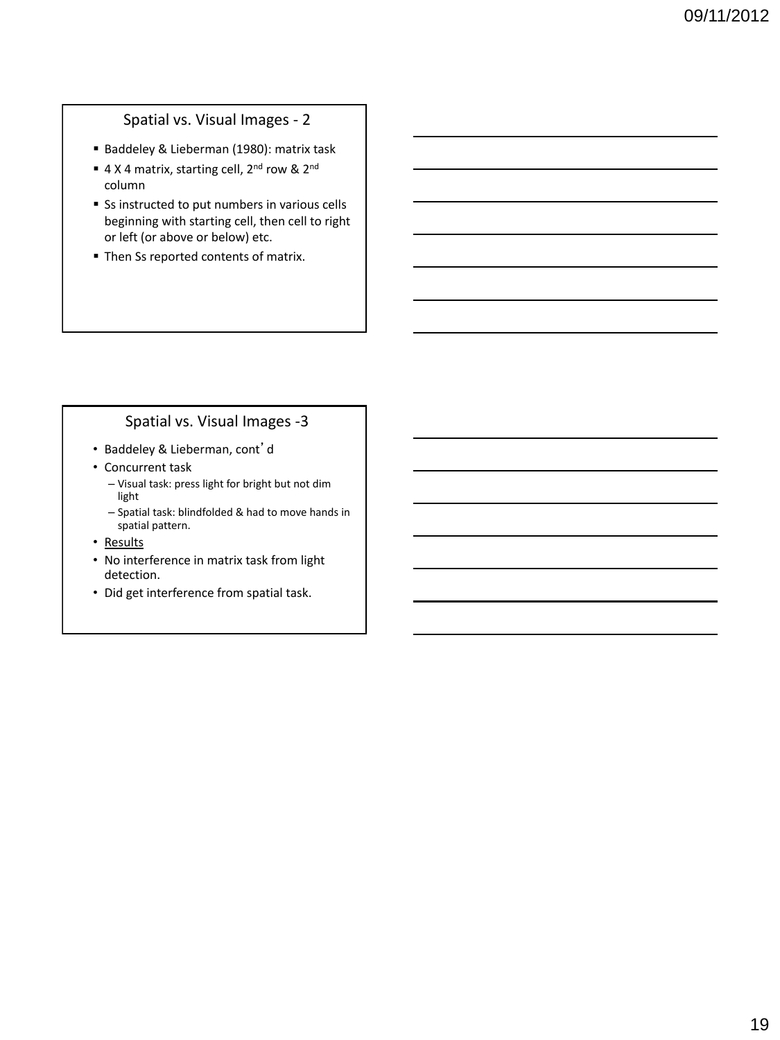## Spatial vs. Visual Images - 2

- Baddeley & Lieberman (1980): matrix task
- 4 X 4 matrix, starting cell, 2nd row & 2nd column
- Ss instructed to put numbers in various cells beginning with starting cell, then cell to right or left (or above or below) etc.
- Then Ss reported contents of matrix.

## Spatial vs. Visual Images -3

- Baddeley & Lieberman, cont'd
- Concurrent task
  - Visual task: press light for bright but not dim light
  - Spatial task: blindfolded & had to move hands in spatial pattern.
- Results
- No interference in matrix task from light detection.
- Did get interference from spatial task.